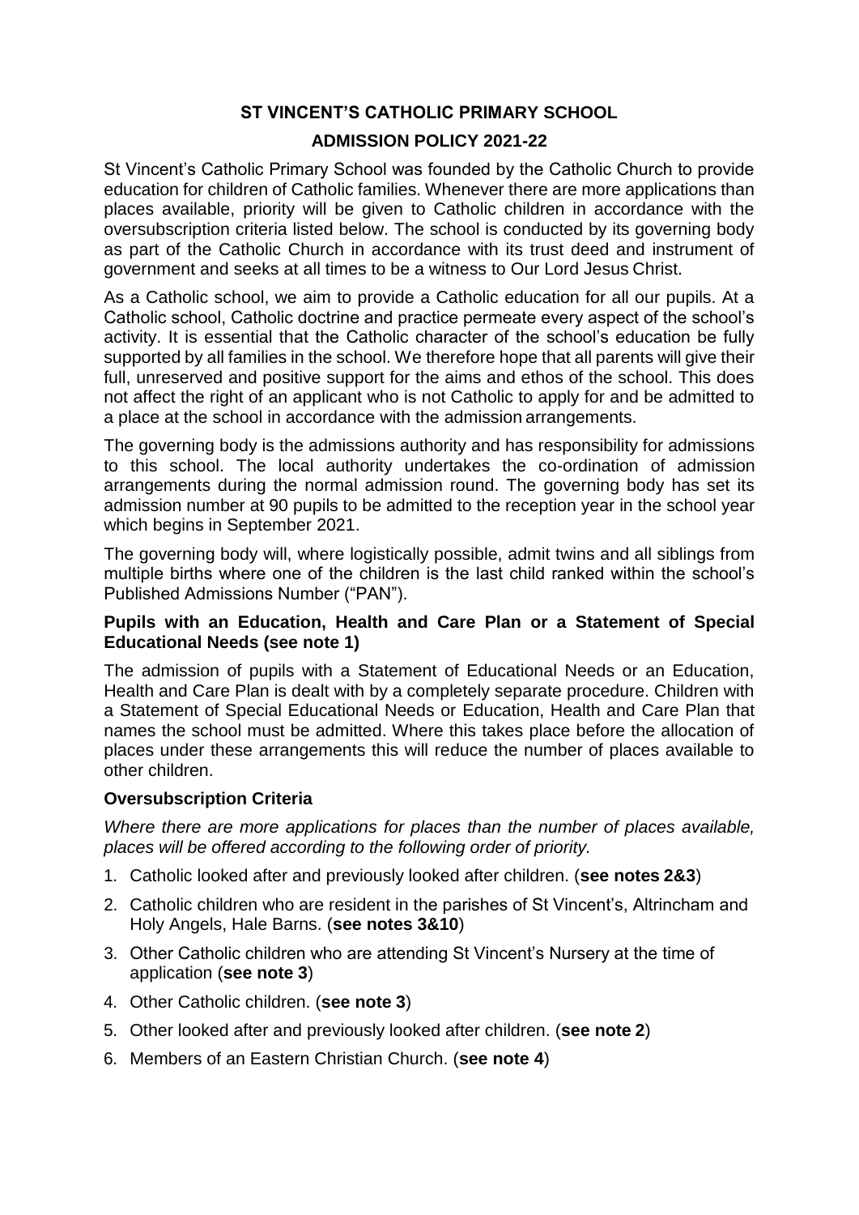# ST VINCENT'S CATHOLIC PRIMARY SCHOOL

## ADMISSION POLICY 2021-22

St Vincent's Catholic Primary School was founded by the Catholic Church to provide education for children of Catholic families. Whenever there are more applications than places available, priority will be given to Catholic children in accordance with the oversubscription criteria listed below. The school is conducted by its governing body as part of the Catholic Church in accordance with its trust deed and instrument of government and seeks at all times to be a witness to Our Lord Jesus Christ.

As a Catholic school, we aim to provide a Catholic education for all our pupils. At a Catholic school, Catholic doctrine and practice permeate every aspect of the school's activity. It is essential that the Catholic character of the school's education be fully supported by all families in the school. We therefore hope that all parents will give their full, unreserved and positive support for the aims and ethos of the school. This does not affect the right of an applicant who is not Catholic to apply for and be admitted to a place at the school in accordance with the admission arrangements.

The governing body is the admissions authority and has responsibility for admissions to this school. The local authority undertakes the co-ordination of admission arrangements during the normal admission round. The governing body has set its admission number at 90 pupils to be admitted to the reception year in the school year which begins in September 2021.

The governing body will, where logistically possible, admit twins and all siblings from multiple births where one of the children is the last child ranked within the school's Published Admissions Number ("PAN").

**Pupils with an Education, Health and Care Plan or a Statement of Special Educational Needs (see note 1)**

The admission of pupils with a Statement of Educational Needs or an Education, Health and Care Plan is dealt with by a completely separate procedure. Children with a Statement of Special Educational Needs or Education, Health and Care Plan that names the school must be admitted. Where this takes place before the allocation of places under these arrangements this will reduce the number of places available to other children.

**Oversubscription Criteria**

*Where there are more applications for places than the number of places available, places will be offered according to the following order of priority.*

1. Catholic looked after and previously looked after children. (**see notes 2&3**)
2. Catholic children who are resident in the parishes of St Vincent's, Altrincham and Holy Angels, Hale Barns. (**see notes 3&10**)
3. Other Catholic children who are attending St Vincent's Nursery at the time of application (**see note 3**)
4. Other Catholic children. (**see note 3**)
5. Other looked after and previously looked after children. (**see note 2**)
6. Members of an Eastern Christian Church. (**see note 4**)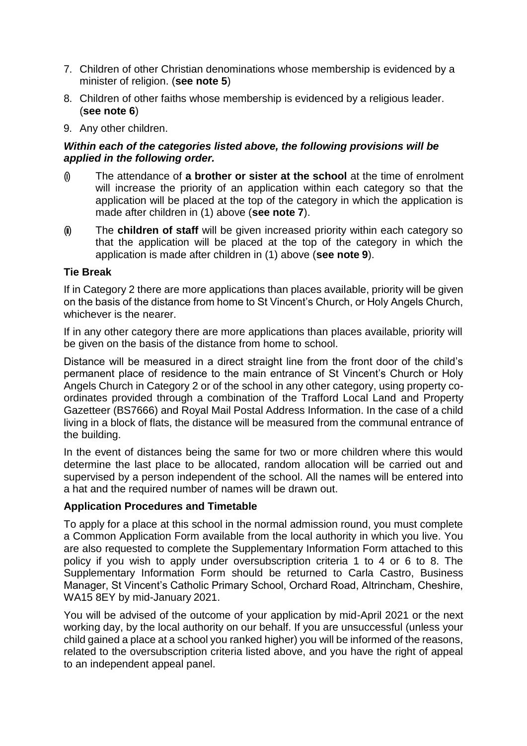7. Children of other Christian denominations whose membership is evidenced by a minister of religion. (**see note 5**)
8. Children of other faiths whose membership is evidenced by a religious leader. (**see note 6**)
9. Any other children.

***Within each of the categories listed above, the following provisions will be applied in the following order.***

(i) The attendance of **a brother or sister at the school** at the time of enrolment will increase the priority of an application within each category so that the application will be placed at the top of the category in which the application is made after children in (1) above (**see note 7**).

(ii) The **children of staff** will be given increased priority within each category so that the application will be placed at the top of the category in which the application is made after children in (1) above (**see note 9**).

**Tie Break**

If in Category 2 there are more applications than places available, priority will be given on the basis of the distance from home to St Vincent's Church, or Holy Angels Church, whichever is the nearer.

If in any other category there are more applications than places available, priority will be given on the basis of the distance from home to school.

Distance will be measured in a direct straight line from the front door of the child's permanent place of residence to the main entrance of St Vincent's Church or Holy Angels Church in Category 2 or of the school in any other category, using property co-ordinates provided through a combination of the Trafford Local Land and Property Gazetteer (BS7666) and Royal Mail Postal Address Information. In the case of a child living in a block of flats, the distance will be measured from the communal entrance of the building.

In the event of distances being the same for two or more children where this would determine the last place to be allocated, random allocation will be carried out and supervised by a person independent of the school. All the names will be entered into a hat and the required number of names will be drawn out.

**Application Procedures and Timetable**

To apply for a place at this school in the normal admission round, you must complete a Common Application Form available from the local authority in which you live. You are also requested to complete the Supplementary Information Form attached to this policy if you wish to apply under oversubscription criteria 1 to 4 or 6 to 8. The Supplementary Information Form should be returned to Carla Castro, Business Manager, St Vincent's Catholic Primary School, Orchard Road, Altrincham, Cheshire, WA15 8EY by mid-January 2021.

You will be advised of the outcome of your application by mid-April 2021 or the next working day, by the local authority on our behalf. If you are unsuccessful (unless your child gained a place at a school you ranked higher) you will be informed of the reasons, related to the oversubscription criteria listed above, and you have the right of appeal to an independent appeal panel.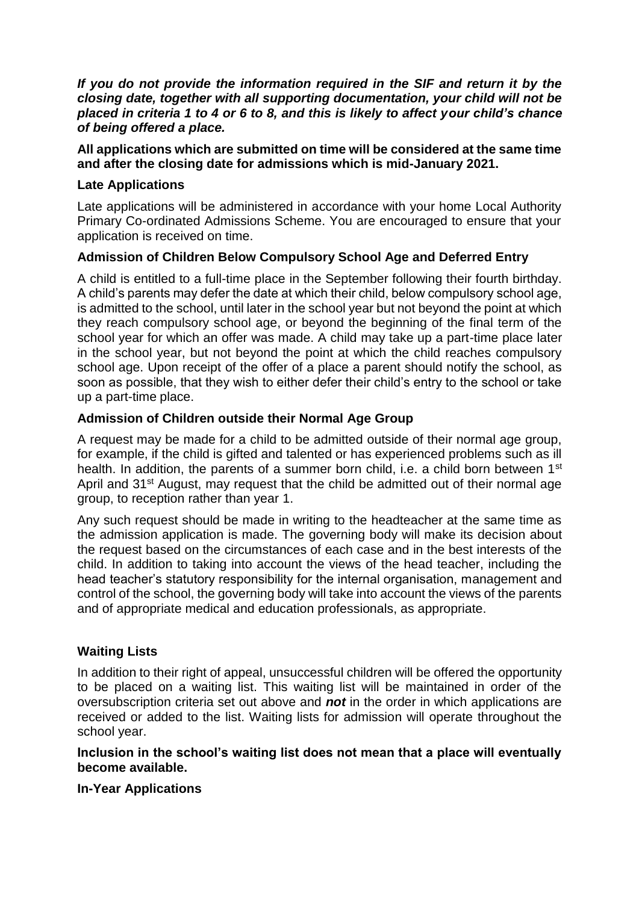***If you do not provide the information required in the SIF and return it by the closing date, together with all supporting documentation, your child will not be placed in criteria 1 to 4 or 6 to 8, and this is likely to affect your child's chance of being offered a place.***

**All applications which are submitted on time will be considered at the same time and after the closing date for admissions which is mid-January 2021.**

**Late Applications**

Late applications will be administered in accordance with your home Local Authority Primary Co-ordinated Admissions Scheme. You are encouraged to ensure that your application is received on time.

**Admission of Children Below Compulsory School Age and Deferred Entry**

A child is entitled to a full-time place in the September following their fourth birthday. A child's parents may defer the date at which their child, below compulsory school age, is admitted to the school, until later in the school year but not beyond the point at which they reach compulsory school age, or beyond the beginning of the final term of the school year for which an offer was made. A child may take up a part-time place later in the school year, but not beyond the point at which the child reaches compulsory school age. Upon receipt of the offer of a place a parent should notify the school, as soon as possible, that they wish to either defer their child's entry to the school or take up a part-time place.

**Admission of Children outside their Normal Age Group**

A request may be made for a child to be admitted outside of their normal age group, for example, if the child is gifted and talented or has experienced problems such as ill health. In addition, the parents of a summer born child, i.e. a child born between 1st April and 31st August, may request that the child be admitted out of their normal age group, to reception rather than year 1.

Any such request should be made in writing to the headteacher at the same time as the admission application is made. The governing body will make its decision about the request based on the circumstances of each case and in the best interests of the child. In addition to taking into account the views of the head teacher, including the head teacher's statutory responsibility for the internal organisation, management and control of the school, the governing body will take into account the views of the parents and of appropriate medical and education professionals, as appropriate.

**Waiting Lists**

In addition to their right of appeal, unsuccessful children will be offered the opportunity to be placed on a waiting list. This waiting list will be maintained in order of the oversubscription criteria set out above and ***not*** in the order in which applications are received or added to the list. Waiting lists for admission will operate throughout the school year.

**Inclusion in the school's waiting list does not mean that a place will eventually become available.**

**In-Year Applications**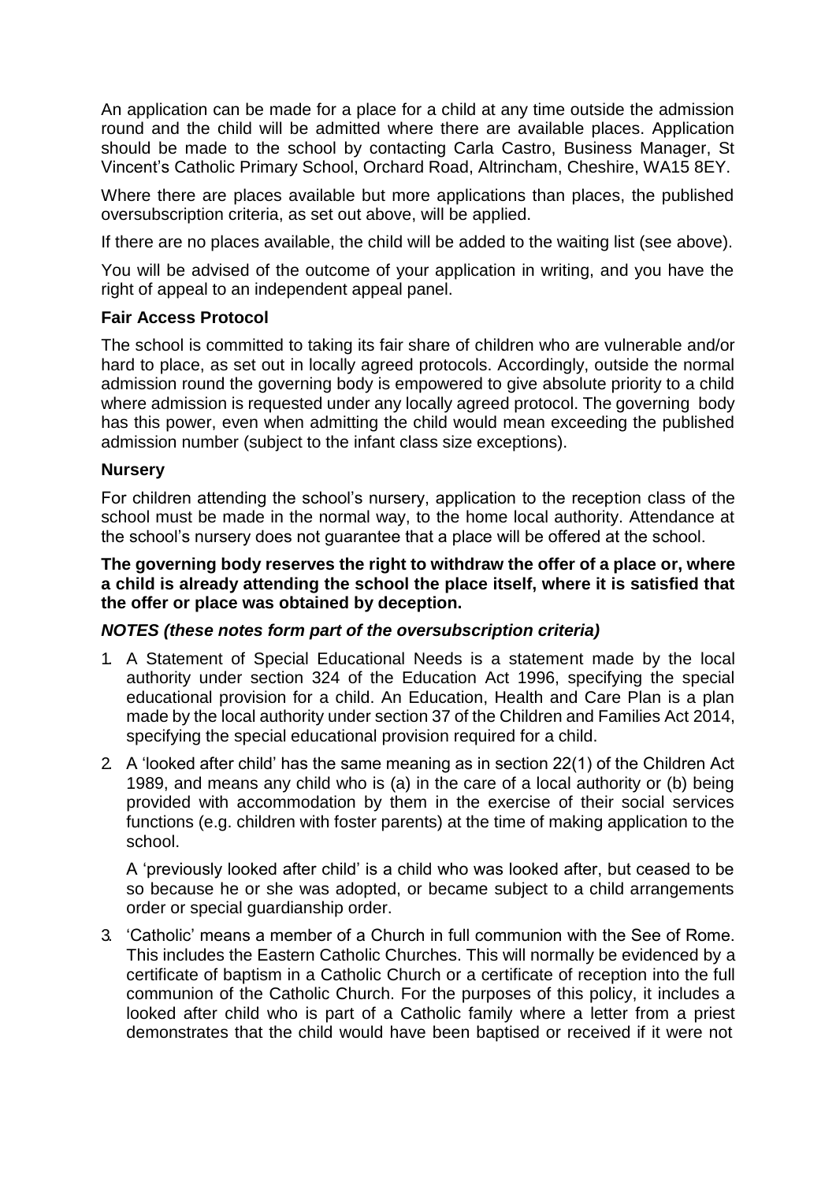An application can be made for a place for a child at any time outside the admission round and the child will be admitted where there are available places. Application should be made to the school by contacting Carla Castro, Business Manager, St Vincent's Catholic Primary School, Orchard Road, Altrincham, Cheshire, WA15 8EY.

Where there are places available but more applications than places, the published oversubscription criteria, as set out above, will be applied.

If there are no places available, the child will be added to the waiting list (see above).

You will be advised of the outcome of your application in writing, and you have the right of appeal to an independent appeal panel.

**Fair Access Protocol**

The school is committed to taking its fair share of children who are vulnerable and/or hard to place, as set out in locally agreed protocols. Accordingly, outside the normal admission round the governing body is empowered to give absolute priority to a child where admission is requested under any locally agreed protocol. The governing body has this power, even when admitting the child would mean exceeding the published admission number (subject to the infant class size exceptions).

**Nursery**

For children attending the school's nursery, application to the reception class of the school must be made in the normal way, to the home local authority. Attendance at the school's nursery does not guarantee that a place will be offered at the school.

**The governing body reserves the right to withdraw the offer of a place or, where a child is already attending the school the place itself, where it is satisfied that the offer or place was obtained by deception.**

***NOTES (these notes form part of the oversubscription criteria)***

1. A Statement of Special Educational Needs is a statement made by the local authority under section 324 of the Education Act 1996, specifying the special educational provision for a child. An Education, Health and Care Plan is a plan made by the local authority under section 37 of the Children and Families Act 2014, specifying the special educational provision required for a child.

2. A 'looked after child' has the same meaning as in section 22(1) of the Children Act 1989, and means any child who is (a) in the care of a local authority or (b) being provided with accommodation by them in the exercise of their social services functions (e.g. children with foster parents) at the time of making application to the school.

   A 'previously looked after child' is a child who was looked after, but ceased to be so because he or she was adopted, or became subject to a child arrangements order or special guardianship order.

3. 'Catholic' means a member of a Church in full communion with the See of Rome. This includes the Eastern Catholic Churches. This will normally be evidenced by a certificate of baptism in a Catholic Church or a certificate of reception into the full communion of the Catholic Church. For the purposes of this policy, it includes a looked after child who is part of a Catholic family where a letter from a priest demonstrates that the child would have been baptised or received if it were not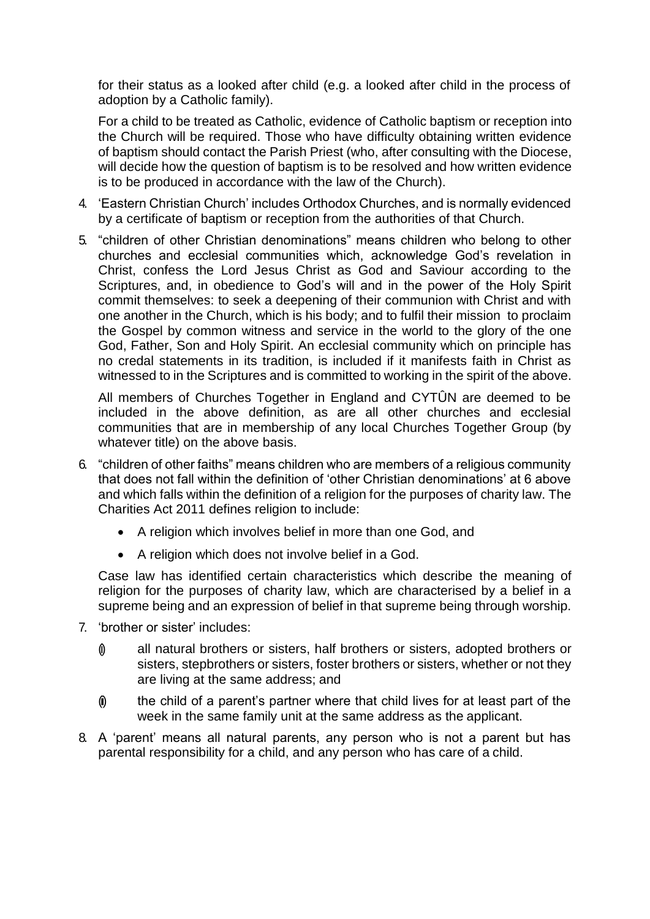for their status as a looked after child (e.g. a looked after child in the process of adoption by a Catholic family).

For a child to be treated as Catholic, evidence of Catholic baptism or reception into the Church will be required. Those who have difficulty obtaining written evidence of baptism should contact the Parish Priest (who, after consulting with the Diocese, will decide how the question of baptism is to be resolved and how written evidence is to be produced in accordance with the law of the Church).

4. 'Eastern Christian Church' includes Orthodox Churches, and is normally evidenced by a certificate of baptism or reception from the authorities of that Church.

5. "children of other Christian denominations" means children who belong to other churches and ecclesial communities which, acknowledge God's revelation in Christ, confess the Lord Jesus Christ as God and Saviour according to the Scriptures, and, in obedience to God's will and in the power of the Holy Spirit commit themselves: to seek a deepening of their communion with Christ and with one another in the Church, which is his body; and to fulfil their mission to proclaim the Gospel by common witness and service in the world to the glory of the one God, Father, Son and Holy Spirit. An ecclesial community which on principle has no credal statements in its tradition, is included if it manifests faith in Christ as witnessed to in the Scriptures and is committed to working in the spirit of the above.

   All members of Churches Together in England and CYTÛN are deemed to be included in the above definition, as are all other churches and ecclesial communities that are in membership of any local Churches Together Group (by whatever title) on the above basis.

6. "children of other faiths" means children who are members of a religious community that does not fall within the definition of 'other Christian denominations' at 6 above and which falls within the definition of a religion for the purposes of charity law. The Charities Act 2011 defines religion to include:

   - A religion which involves belief in more than one God, and
   - A religion which does not involve belief in a God.

   Case law has identified certain characteristics which describe the meaning of religion for the purposes of charity law, which are characterised by a belief in a supreme being and an expression of belief in that supreme being through worship.

7. 'brother or sister' includes:

   (i) all natural brothers or sisters, half brothers or sisters, adopted brothers or sisters, stepbrothers or sisters, foster brothers or sisters, whether or not they are living at the same address; and

   (ii) the child of a parent's partner where that child lives for at least part of the week in the same family unit at the same address as the applicant.

8. A 'parent' means all natural parents, any person who is not a parent but has parental responsibility for a child, and any person who has care of a child.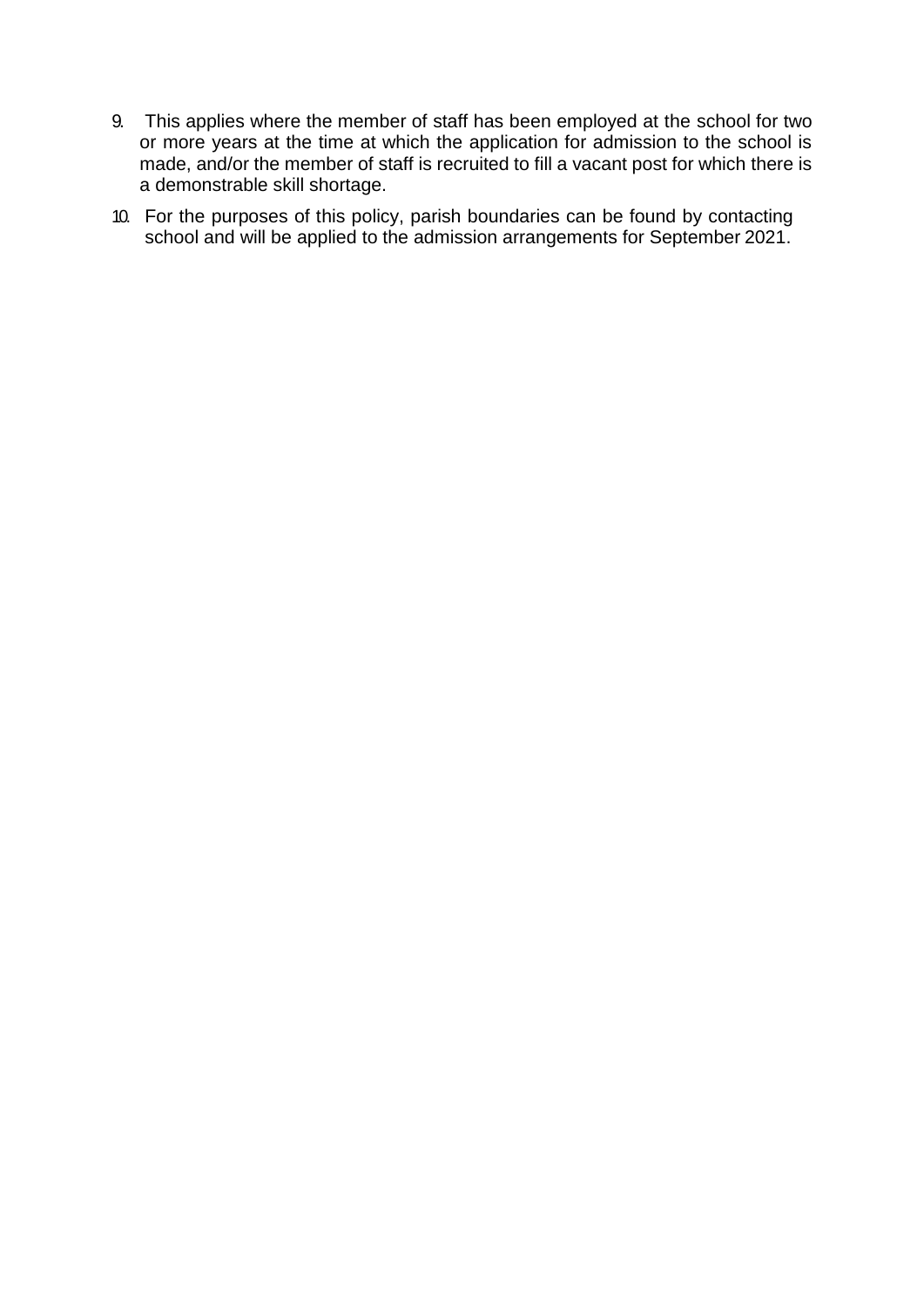9. This applies where the member of staff has been employed at the school for two or more years at the time at which the application for admission to the school is made, and/or the member of staff is recruited to fill a vacant post for which there is a demonstrable skill shortage.
10. For the purposes of this policy, parish boundaries can be found by contacting school and will be applied to the admission arrangements for September 2021.